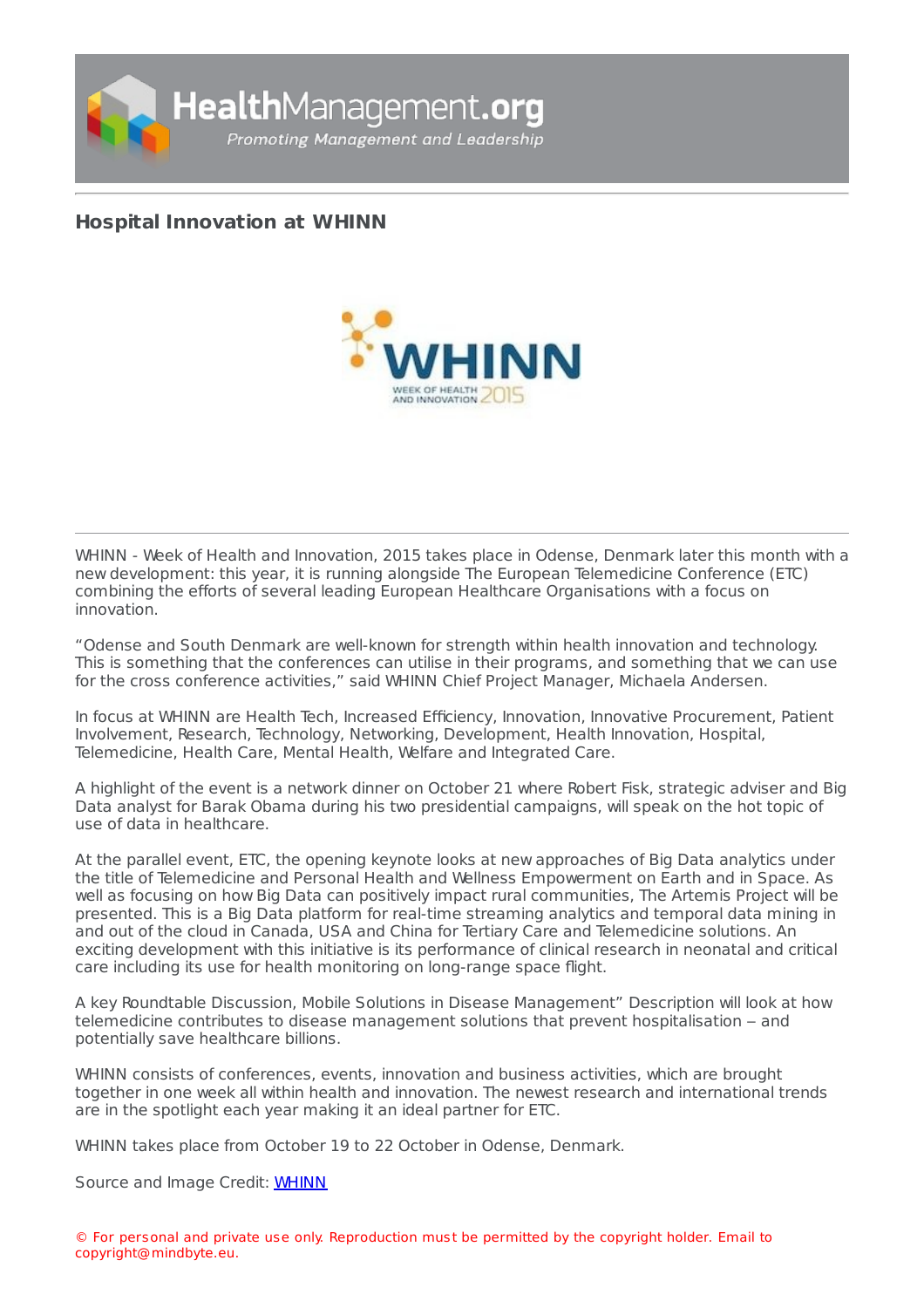# Hospital Innovation at WHINN

WHINN - Week of Health and Innovation, 2015 takes place in Odense, Denmark later this month with a new development: this year, it is running alongside The European Telemedicine Conference (ETC) combining the efforts of several leading European Healthcare Organisations with a focus on innovation.

“Odense and South Denmark are well-known for strength within health innovation and technology. This is something that the conferences can utilise in their programs, and something that we can use for the cross conference activities,” said WHINN Chief Project Manager, Michaela Andersen.

In focus at WHINN are Health Tech, Increased Efficiency, Innovation, Innovative Procurement, Patient Involvement, Research, Technology, Networking, Development, Health Innovation, Hospital, Telemedicine, Health Care, Mental Health, Welfare and Integrated Care.

A highlight of the event is a network dinner on October 21 where Robert Fisk, strategic adviser and Big Data analyst for Barak Obama during his two presidential campaigns, will speak on the hot topic of use of data in healthcare.

At the parallel event, ETC, the opening keynote looks at new approaches of Big Data analytics under the title of Telemedicine and Personal Health and Wellness Empowerment on Earth and in Space. As well as focusing on how Big Data can positively impact rural communities, The Artemis Project will be presented. This is a Big Data platform for real-time streaming analytics and temporal data mining in and out of the cloud in Canada, USA and China for Tertiary Care and Telemedicine solutions. An exciting development with this initiative is its performance of clinical research in neonatal and critical care including its use for health monitoring on long-range space flight.

A key Roundtable Discussion, Mobile Solutions in Disease Management” Description will look at how telemedicine contributes to disease management solutions that prevent hospitalisation – and potentially save healthcare billions.

WHINN consists of conferences, events, innovation and business activities, which are brought together in one week all within health and innovation. The newest research and international trends are in the spotlight each year making it an ideal partner for ETC.

WHINN takes place from October 19 to 22 October in Odense, Denmark.

Source and Image Credit: [WHINN]

© For personal and private use only. Reproduction must be permitted by the copyright holder. Email to copyright@mindbyte.eu.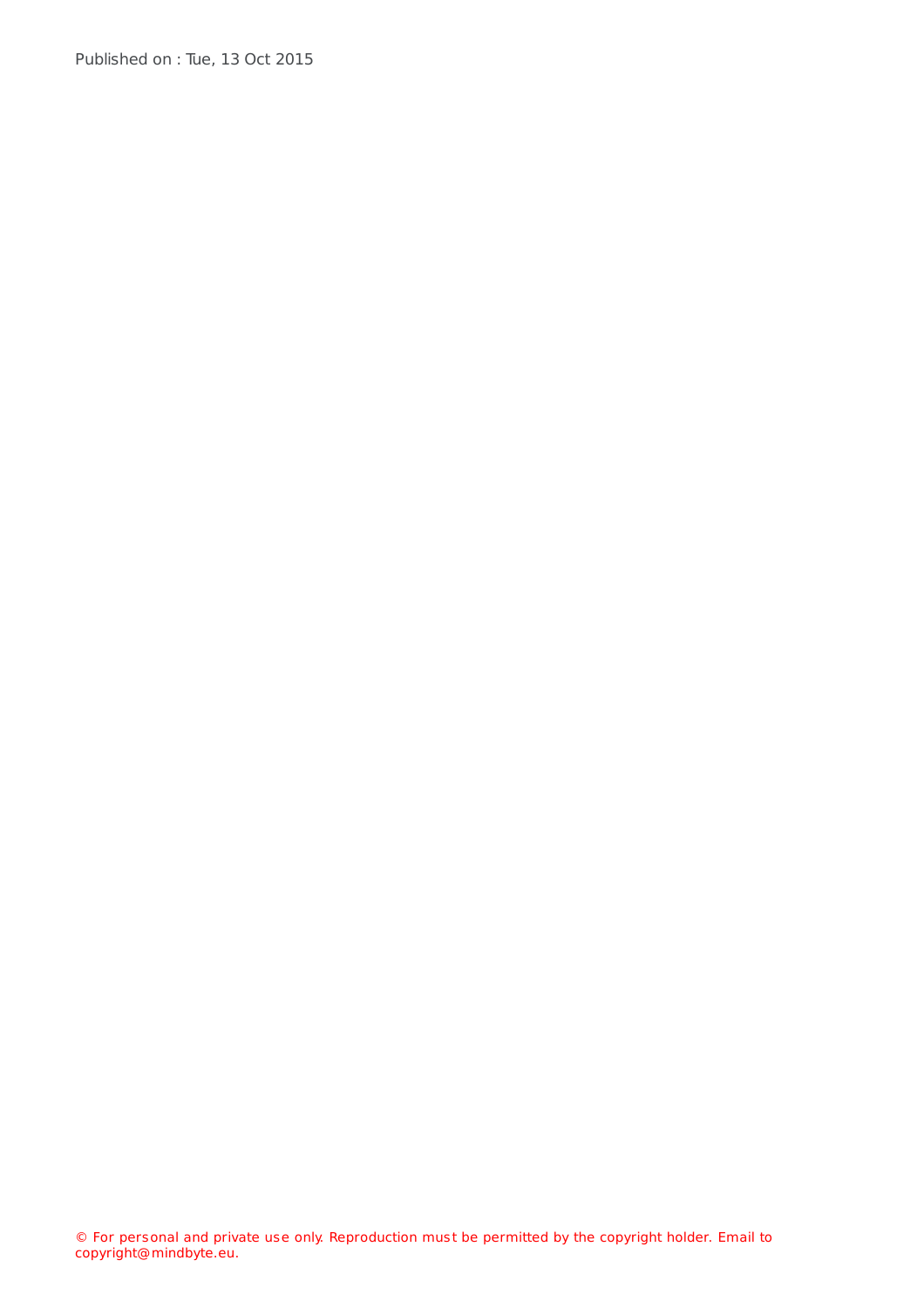Published on : Tue, 13 Oct 2015

© For personal and private use only. Reproduction must be permitted by the copyright holder. Email to copyright@mindbyte.eu.